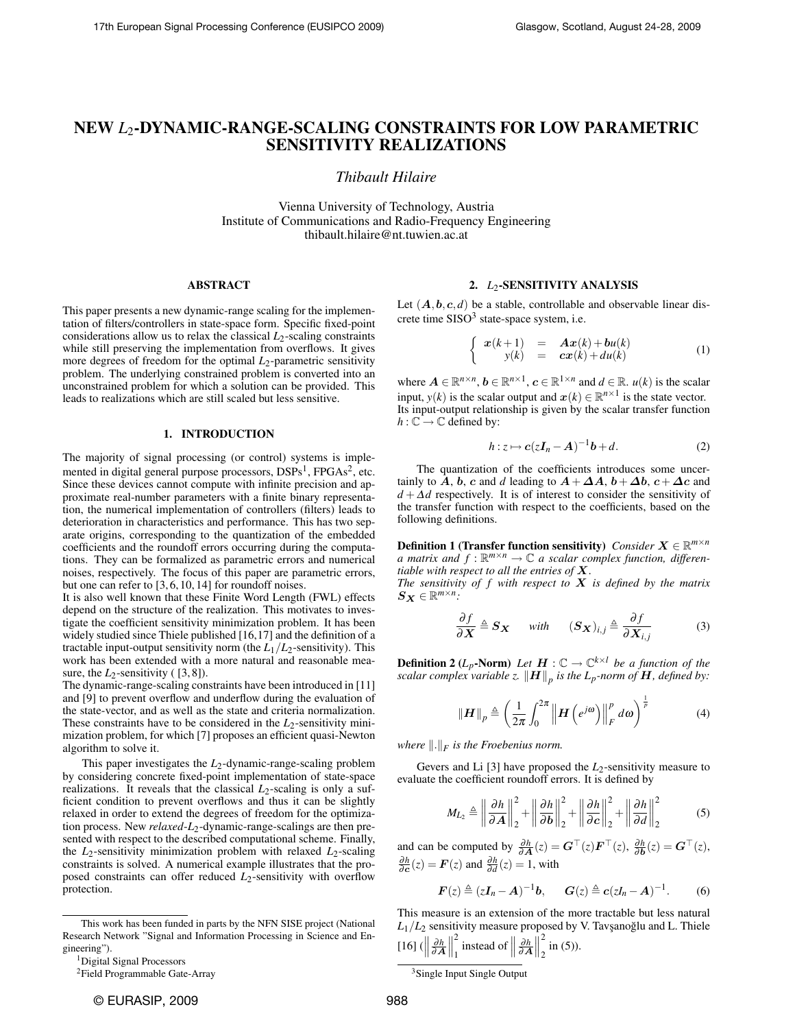# NEW $L_2$-DYNAMIC-RANGE-SCALING CONSTRAINTS FOR LOW PARAMETRIC SENSITIVITY REALIZATIONS

*Thibault Hilaire*

Vienna University of Technology, Austria
Institute of Communications and Radio-Frequency Engineering
thibault.hilaire@nt.tuwien.ac.at

## ABSTRACT

This paper presents a new dynamic-range scaling for the implementation of filters/controllers in state-space form. Specific fixed-point considerations allow us to relax the classical $L_2$-scaling constraints while still preserving the implementation from overflows. It gives more degrees of freedom for the optimal $L_2$-parametric sensitivity problem. The underlying constrained problem is converted into an unconstrained problem for which a solution can be provided. This leads to realizations which are still scaled but less sensitive.

## 1. INTRODUCTION

The majority of signal processing (or control) systems is implemented in digital general purpose processors, DSPs[1], FPGAs[2], etc. Since these devices cannot compute with infinite precision and approximate real-number parameters with a finite binary representation, the numerical implementation of controllers (filters) leads to deterioration in characteristics and performance. This has two separate origins, corresponding to the quantization of the embedded coefficients and the roundoff errors occurring during the computations. They can be formalized as parametric errors and numerical noises, respectively. The focus of this paper are parametric errors, but one can refer to [3, 6, 10, 14] for roundoff noises.

It is also well known that these Finite Word Length (FWL) effects depend on the structure of the realization. This motivates to investigate the coefficient sensitivity minimization problem. It has been widely studied since Thiele published [16,17] and the definition of a tractable input-output sensitivity norm (the $L_1/L_2$-sensitivity). This work has been extended with a more natural and reasonable measure, the $L_2$-sensitivity ( [3, 8]).

The dynamic-range-scaling constraints have been introduced in [11] and [9] to prevent overflow and underflow during the evaluation of the state-vector, and as well as the state and criteria normalization. These constraints have to be considered in the $L_2$-sensitivity minimization problem, for which [7] proposes an efficient quasi-Newton algorithm to solve it.

This paper investigates the $L_2$-dynamic-range-scaling problem by considering concrete fixed-point implementation of state-space realizations. It reveals that the classical $L_2$-scaling is only a sufficient condition to prevent overflows and thus it can be slightly relaxed in order to extend the degrees of freedom for the optimization process. New *relaxed-$L_2$*-dynamic-range-scalings are then presented with respect to the described computational scheme. Finally, the $L_2$-sensitivity minimization problem with relaxed $L_2$-scaling constraints is solved. A numerical example illustrates that the proposed constraints can offer reduced $L_2$-sensitivity with overflow protection.

## 2. $L_2$-SENSITIVITY ANALYSIS

Let $(\boldsymbol{A}, \boldsymbol{b}, \boldsymbol{c}, d)$ be a stable, controllable and observable linear discrete time SISO[3] state-space system, i.e.

$$\left\{ \begin{array}{rcl} \boldsymbol{x}(k+1) & = & \boldsymbol{A}\boldsymbol{x}(k) + \boldsymbol{b}u(k) \\ y(k) & = & \boldsymbol{c}\boldsymbol{x}(k) + du(k) \end{array} \right. \tag{1}$$

where $\boldsymbol{A} \in \mathbb{R}^{n\times n}$, $\boldsymbol{b} \in \mathbb{R}^{n\times 1}$, $\boldsymbol{c} \in \mathbb{R}^{1\times n}$ and $d \in \mathbb{R}$. $u(k)$ is the scalar input, $y(k)$ is the scalar output and $\boldsymbol{x}(k) \in \mathbb{R}^{n\times 1}$ is the state vector. Its input-output relationship is given by the scalar transfer function $h : \mathbb{C} \to \mathbb{C}$ defined by:

$$h : z \mapsto \boldsymbol{c}(z\boldsymbol{I}_n - \boldsymbol{A})^{-1}\boldsymbol{b} + d. \tag{2}$$

The quantization of the coefficients introduces some uncertainly to $\boldsymbol{A}$, $\boldsymbol{b}$, $\boldsymbol{c}$ and $d$ leading to $\boldsymbol{A}+\boldsymbol{\Delta A}$, $\boldsymbol{b}+\boldsymbol{\Delta b}$, $\boldsymbol{c}+\boldsymbol{\Delta c}$ and $d+\Delta d$ respectively. It is of interest to consider the sensitivity of the transfer function with respect to the coefficients, based on the following definitions.

**Definition 1 (Transfer function sensitivity)** *Consider $\boldsymbol{X} \in \mathbb{R}^{m\times n}$ a matrix and $f : \mathbb{R}^{m\times n} \to \mathbb{C}$ a scalar complex function, differentiable with respect to all the entries of $\boldsymbol{X}$.*
*The sensitivity of $f$ with respect to $\boldsymbol{X}$ is defined by the matrix $\boldsymbol{S_X} \in \mathbb{R}^{m\times n}$:*

$$\frac{\partial f}{\partial \boldsymbol{X}} \triangleq \boldsymbol{S_X} \quad \text{with} \quad (\boldsymbol{S_X})_{i,j} \triangleq \frac{\partial f}{\partial \boldsymbol{X}_{i,j}} \tag{3}$$

**Definition 2 ($L_p$-Norm)** *Let $\boldsymbol{H} : \mathbb{C} \to \mathbb{C}^{k\times l}$ be a function of the scalar complex variable $z$. $\|\boldsymbol{H}\|_p$ is the $L_p$-norm of $\boldsymbol{H}$, defined by:*

$$\|\boldsymbol{H}\|_p \triangleq \left( \frac{1}{2\pi} \int_0^{2\pi} \left\| \boldsymbol{H}\left(e^{j\omega}\right) \right\|_F^p d\omega \right)^{\frac{1}{p}} \tag{4}$$

*where $\|.\|_F$ is the Froebenius norm.*

Gevers and Li [3] have proposed the $L_2$-sensitivity measure to evaluate the coefficient roundoff errors. It is defined by

$$M_{L_2} \triangleq \left\| \frac{\partial h}{\partial \boldsymbol{A}} \right\|_2^2 + \left\| \frac{\partial h}{\partial \boldsymbol{b}} \right\|_2^2 + \left\| \frac{\partial h}{\partial \boldsymbol{c}} \right\|_2^2 + \left\| \frac{\partial h}{\partial d} \right\|_2^2 \tag{5}$$

and can be computed by $\frac{\partial h}{\partial \boldsymbol{A}}(z) = \boldsymbol{G}^\top(z)\boldsymbol{F}^\top(z)$, $\frac{\partial h}{\partial \boldsymbol{b}}(z) = \boldsymbol{G}^\top(z)$, $\frac{\partial h}{\partial \boldsymbol{c}}(z) = \boldsymbol{F}(z)$ and $\frac{\partial h}{\partial d}(z) = 1$, with

$$\boldsymbol{F}(z) \triangleq (z\boldsymbol{I}_n - \boldsymbol{A})^{-1}\boldsymbol{b}, \qquad \boldsymbol{G}(z) \triangleq \boldsymbol{c}(zI_n - \boldsymbol{A})^{-1}. \tag{6}$$

This measure is an extension of the more tractable but less natural $L_1/L_2$ sensitivity measure proposed by V. Tavşanoğlu and L. Thiele [16] ($\left\| \frac{\partial h}{\partial \boldsymbol{A}} \right\|_1^2$ instead of $\left\| \frac{\partial h}{\partial \boldsymbol{A}} \right\|_2^2$ in (5)).

---

This work has been funded in parts by the NFN SISE project (National Research Network "Signal and Information Processing in Science and Engineering").

[1] Digital Signal Processors

[2] Field Programmable Gate-Array

[3] Single Input Single Output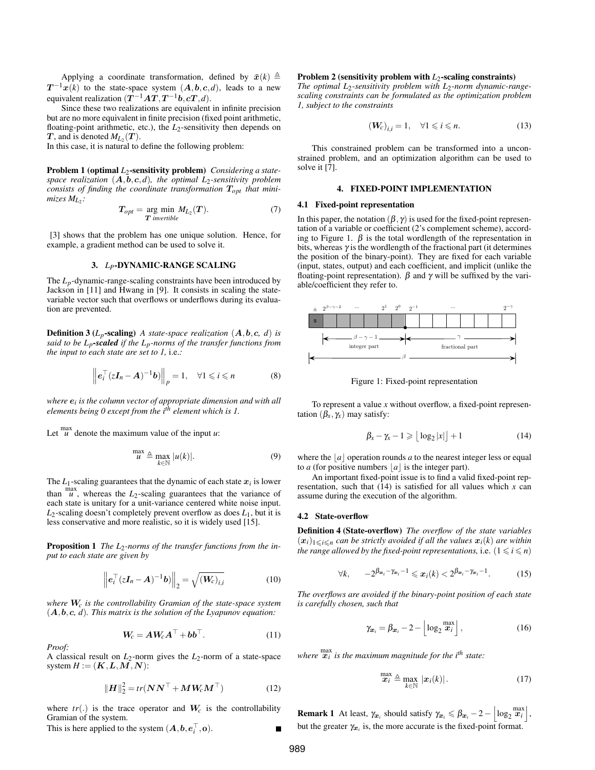Applying a coordinate transformation, defined by $\tilde{\boldsymbol{x}}(k) \triangleq \boldsymbol{T}^{-1}\boldsymbol{x}(k)$ to the state-space system $(\boldsymbol{A}, \boldsymbol{b}, \boldsymbol{c}, d)$, leads to a new equivalent realization $(\boldsymbol{T}^{-1}\boldsymbol{A}\boldsymbol{T}, \boldsymbol{T}^{-1}\boldsymbol{b}, \boldsymbol{c}\boldsymbol{T}, d)$.

Since these two realizations are equivalent in infinite precision but are no more equivalent in finite precision (fixed point arithmetic, floating-point arithmetic, etc.), the $L_2$-sensitivity then depends on $\boldsymbol{T}$, and is denoted $M_{L_2}(\boldsymbol{T})$.

In this case, it is natural to define the following problem:

**Problem 1 (optimal $L_2$-sensitivity problem)** *Considering a state-space realization $(\boldsymbol{A}, \boldsymbol{b}, \boldsymbol{c}, d)$, the optimal $L_2$-sensitivity problem consists of finding the coordinate transformation $\boldsymbol{T}_{opt}$ that minimizes $M_{L_2}$:*

$$\boldsymbol{T}_{opt} = \underset{\boldsymbol{T} \text{ invertible}}{\arg\min}\ M_{L_2}(\boldsymbol{T}). \tag{7}$$

[3] shows that the problem has one unique solution. Hence, for example, a gradient method can be used to solve it.

## 3. $L_P$-DYNAMIC-RANGE SCALING

The $L_p$-dynamic-range-scaling constraints have been introduced by Jackson in [11] and Hwang in [9]. It consists in scaling the state-variable vector such that overflows or underflows during its evaluation are prevented.

**Definition 3 ($L_p$-scaling)** *A state-space realization $(\boldsymbol{A}, \boldsymbol{b}, \boldsymbol{c}, d)$ is said to be **$L_p$-scaled** if the $L_p$-norms of the transfer functions from the input to each state are set to 1,* i.e.*:*

$$\left\| \boldsymbol{e}_i^\top (z\boldsymbol{I}_n - \boldsymbol{A})^{-1}\boldsymbol{b} \right\|_p = 1, \quad \forall 1 \leqslant i \leqslant n \tag{8}$$

*where $\boldsymbol{e}_i$ is the column vector of appropriate dimension and with all elements being 0 except from the $i^{th}$ element which is 1.*

Let $\overset{\max}{u}$ denote the maximum value of the input $u$:

$$\overset{\max}{u} \triangleq \max_{k\in\mathbb{N}} |u(k)|. \tag{9}$$

The $L_1$-scaling guarantees that the dynamic of each state $\boldsymbol{x}_i$ is lower than $\overset{\max}{u}$, whereas the $L_2$-scaling guarantees that the variance of each state is unitary for a unit-variance centered white noise input. $L_2$-scaling doesn't completely prevent overflow as does $L_1$, but it is less conservative and more realistic, so it is widely used [15].

**Proposition 1** *The $L_2$-norms of the transfer functions from the input to each state are given by*

$$\left\| \boldsymbol{e}_i^\top (z\boldsymbol{I}_n - \boldsymbol{A})^{-1}\boldsymbol{b} \right\|_2 = \sqrt{(\boldsymbol{W}_c)_{i,i}} \tag{10}$$

*where $\boldsymbol{W}_c$ is the controllability Gramian of the state-space system $(\boldsymbol{A}, \boldsymbol{b}, \boldsymbol{c}, d)$. This matrix is the solution of the Lyapunov equation:*

$$\boldsymbol{W}_c = \boldsymbol{A}\boldsymbol{W}_c\boldsymbol{A}^\top + \boldsymbol{b}\boldsymbol{b}^\top. \tag{11}$$

*Proof:*
A classical result on $L_2$-norm gives the $L_2$-norm of a state-space system $H := (\boldsymbol{K}, \boldsymbol{L}, \boldsymbol{M}, \boldsymbol{N})$:

$$\|\boldsymbol{H}\|_2^2 = tr(\boldsymbol{N}\boldsymbol{N}^\top + \boldsymbol{M}\boldsymbol{W}_c\boldsymbol{M}^\top) \tag{12}$$

where $tr(.)$ is the trace operator and $\boldsymbol{W}_c$ is the controllability Gramian of the system.
This is here applied to the system $(\boldsymbol{A}, \boldsymbol{b}, \boldsymbol{e}_i^\top, \mathbf{o})$. ∎

**Problem 2 (sensitivity problem with $L_2$-scaling constraints)** *The optimal $L_2$-sensitivity problem with $L_2$-norm dynamic-range-scaling constraints can be formulated as the optimization problem 1, subject to the constraints*

$$(\boldsymbol{W}_c)_{i,i} = 1, \quad \forall 1 \leqslant i \leqslant n. \tag{13}$$

This constrained problem can be transformed into a unconstrained problem, and an optimization algorithm can be used to solve it [7].

## 4. FIXED-POINT IMPLEMENTATION

### 4.1 Fixed-point representation

In this paper, the notation $(\beta, \gamma)$ is used for the fixed-point representation of a variable or coefficient (2's complement scheme), according to Figure 1. $\beta$ is the total wordlength of the representation in bits, whereas $\gamma$ is the wordlength of the fractional part (it determines the position of the binary-point). They are fixed for each variable (input, states, output) and each coefficient, and implicit (unlike the floating-point representation). $\beta$ and $\gamma$ will be suffixed by the variable/coefficient they refer to.

Figure 1: Fixed-point representation

To represent a value $x$ without overflow, a fixed-point representation $(\beta_x, \gamma_x)$ may satisfy:

$$\beta_x - \gamma_x - 1 \geqslant \lfloor \log_2 |x| \rfloor + 1 \tag{14}$$

where the $\lfloor a \rfloor$ operation rounds $a$ to the nearest integer less or equal to $a$ (for positive numbers $\lfloor a \rfloor$ is the integer part).

An important fixed-point issue is to find a valid fixed-point representation, such that (14) is satisfied for all values which $x$ can assume during the execution of the algorithm.

### 4.2 State-overflow

**Definition 4 (State-overflow)** *The overflow of the state variables $(\boldsymbol{x}_i)_{1\leqslant i\leqslant n}$ can be strictly avoided if all the values $\boldsymbol{x}_i(k)$ are within the range allowed by the fixed-point representations,* i.e. $(1 \leqslant i \leqslant n)$

$$\forall k, \qquad -2^{\beta_{\boldsymbol{x}_i} - \gamma_{\boldsymbol{x}_i} - 1} \leqslant \boldsymbol{x}_i(k) < 2^{\beta_{\boldsymbol{x}_i} - \gamma_{\boldsymbol{x}_i} - 1}. \tag{15}$$

*The overflows are avoided if the binary-point position of each state is carefully chosen, such that*

$$\gamma_{\boldsymbol{x}_i} = \beta_{\boldsymbol{x}_i} - 2 - \left\lfloor \log_2 \overset{\max}{\boldsymbol{x}_i} \right\rfloor, \tag{16}$$

*where $\overset{\max}{\boldsymbol{x}_i}$ is the maximum magnitude for the $i^{th}$ state:*

$$\overset{\max}{\boldsymbol{x}_i} \triangleq \max_{k\in\mathbb{N}} |\boldsymbol{x}_i(k)|. \tag{17}$$

**Remark 1** At least, $\gamma_{\boldsymbol{x}_i}$ should satisfy $\gamma_{\boldsymbol{x}_i} \leqslant \beta_{\boldsymbol{x}_i} - 2 - \left\lfloor \log_2 \overset{\max}{\boldsymbol{x}_i} \right\rfloor$, but the greater $\gamma_{\boldsymbol{x}_i}$ is, the more accurate is the fixed-point format.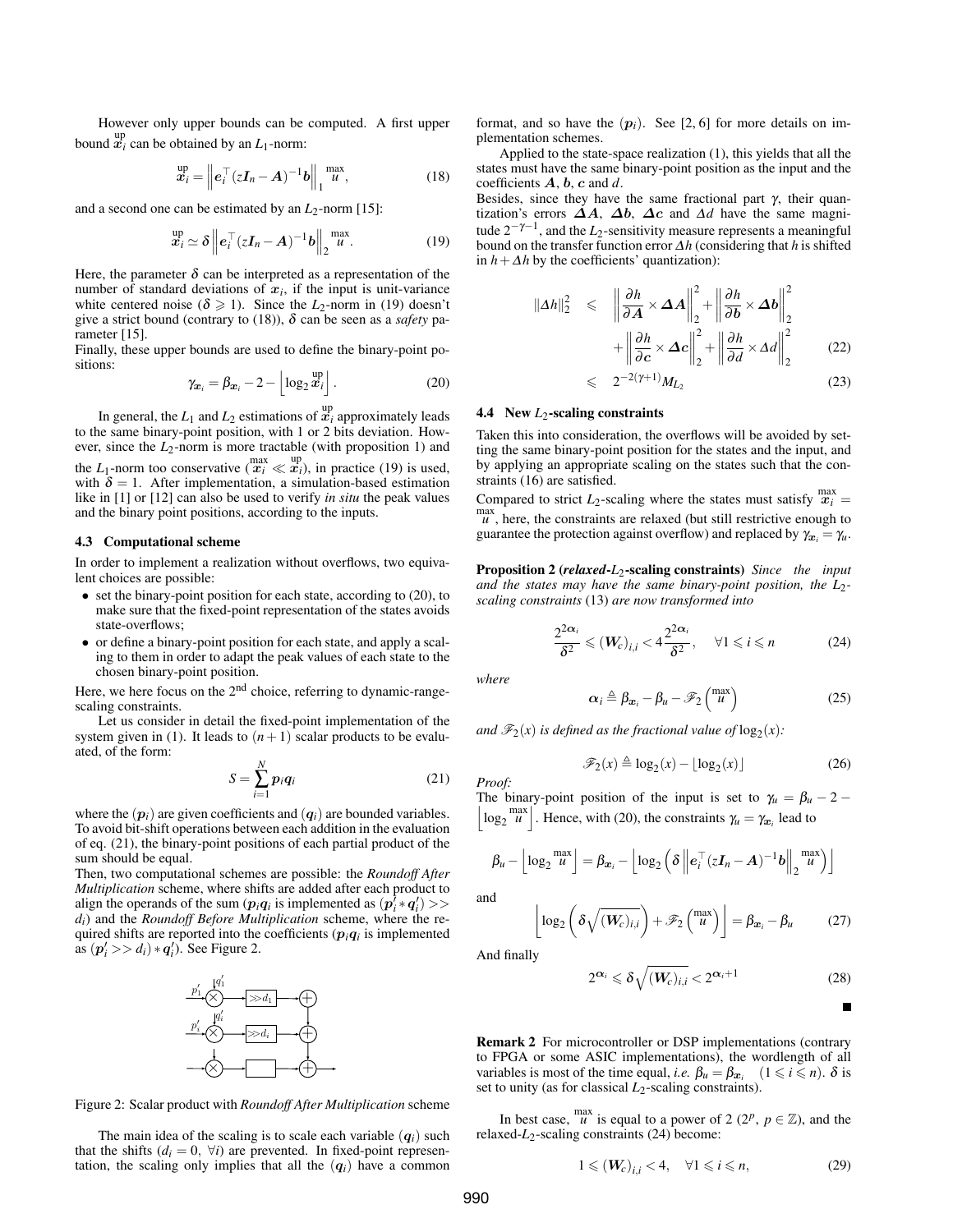However only upper bounds can be computed. A first upper bound $\overset{\text{up}}{x}_i$ can be obtained by an $L_1$-norm:

$$\overset{\text{up}}{x}_i = \left\| e_i^\top (zI_n - A)^{-1} b \right\|_1 \overset{\max}{u}, \tag{18}$$

and a second one can be estimated by an $L_2$-norm [15]:

$$\overset{\text{up}}{x}_i \simeq \delta \left\| e_i^\top (zI_n - A)^{-1} b \right\|_2 \overset{\max}{u}. \tag{19}$$

Here, the parameter $\delta$ can be interpreted as a representation of the number of standard deviations of $x_i$, if the input is unit-variance white centered noise ($\delta \geqslant 1$). Since the $L_2$-norm in (19) doesn't give a strict bound (contrary to (18)), $\delta$ can be seen as a *safety* parameter [15].

Finally, these upper bounds are used to define the binary-point positions:

$$\gamma_{x_i} = \beta_{x_i} - 2 - \left\lfloor \log_2 \overset{\text{up}}{x}_i \right\rfloor. \tag{20}$$

In general, the $L_1$ and $L_2$ estimations of $\overset{\text{up}}{x}_i$ approximately leads to the same binary-point position, with 1 or 2 bits deviation. However, since the $L_2$-norm is more tractable (with proposition 1) and the $L_1$-norm too conservative ($\overset{\max}{x}_i \ll \overset{\text{up}}{x}_i$), in practice (19) is used, with $\delta = 1$. After implementation, a simulation-based estimation like in [1] or [12] can also be used to verify *in situ* the peak values and the binary point positions, according to the inputs.

### 4.3 Computational scheme

In order to implement a realization without overflows, two equivalent choices are possible:

- set the binary-point position for each state, according to (20), to make sure that the fixed-point representation of the states avoids state-overflows;
- or define a binary-point position for each state, and apply a scaling to them in order to adapt the peak values of each state to the chosen binary-point position.

Here, we here focus on the 2nd choice, referring to dynamic-range-scaling constraints.

Let us consider in detail the fixed-point implementation of the system given in (1). It leads to $(n+1)$ scalar products to be evaluated, of the form:

$$S = \sum_{i=1}^{N} p_i q_i \tag{21}$$

where the $(p_i)$ are given coefficients and $(q_i)$ are bounded variables. To avoid bit-shift operations between each addition in the evaluation of eq. (21), the binary-point positions of each partial product of the sum should be equal.

Then, two computational schemes are possible: the *Roundoff After Multiplication* scheme, where shifts are added after each product to align the operands of the sum ($p_i q_i$ is implemented as $(p_i' * q_i') >> d_i$) and the *Roundoff Before Multiplication* scheme, where the required shifts are reported into the coefficients ($p_i q_i$ is implemented as $(p_i' >> d_i) * q_i'$). See Figure 2.

Figure 2: Scalar product with *Roundoff After Multiplication* scheme

The main idea of the scaling is to scale each variable $(q_i)$ such that the shifts ($d_i = 0, \ \forall i$) are prevented. In fixed-point representation, the scaling only implies that all the $(q_i)$ have a common format, and so have the $(p_i)$. See [2, 6] for more details on implementation schemes.

Applied to the state-space realization (1), this yields that all the states must have the same binary-point position as the input and the coefficients $A$, $b$, $c$ and $d$.

Besides, since they have the same fractional part $\gamma$, their quantization's errors $\Delta A$, $\Delta b$, $\Delta c$ and $\Delta d$ have the same magnitude $2^{-\gamma-1}$, and the $L_2$-sensitivity measure represents a meaningful bound on the transfer function error $\Delta h$ (considering that $h$ is shifted in $h + \Delta h$ by the coefficients' quantization):

$$\begin{aligned} \|\Delta h\|_2^2 \;&\leqslant\; \left\| \frac{\partial h}{\partial A} \times \Delta A \right\|_2^2 + \left\| \frac{\partial h}{\partial b} \times \Delta b \right\|_2^2 \\ &\quad + \left\| \frac{\partial h}{\partial c} \times \Delta c \right\|_2^2 + \left\| \frac{\partial h}{\partial d} \times \Delta d \right\|_2^2 \qquad (22) \\ &\leqslant\; 2^{-2(\gamma+1)} M_{L_2} \qquad (23) \end{aligned}$$

### 4.4 New $L_2$-scaling constraints

Taken this into consideration, the overflows will be avoided by setting the same binary-point position for the states and the input, and by applying an appropriate scaling on the states such that the constraints (16) are satisfied.

Compared to strict $L_2$-scaling where the states must satisfy $\overset{\max}{x}_i = \overset{\max}{u}$, here, the constraints are relaxed (but still restrictive enough to guarantee the protection against overflow) and replaced by $\gamma_{x_i} = \gamma_u$.

**Proposition 2 (*relaxed*-$L_2$-scaling constraints)** *Since the input and the states may have the same binary-point position, the $L_2$-scaling constraints* (13) *are now transformed into*

$$\frac{2^{2\alpha_i}}{\delta^2} \leqslant (W_c)_{i,i} < 4\frac{2^{2\alpha_i}}{\delta^2}, \quad \forall 1 \leqslant i \leqslant n \tag{24}$$

*where*

$$\alpha_i \triangleq \beta_{x_i} - \beta_u - \mathscr{F}_2\left(\overset{\max}{u}\right) \tag{25}$$

*and $\mathscr{F}_2(x)$ is defined as the fractional value of $\log_2(x)$:*

$$\mathscr{F}_2(x) \triangleq \log_2(x) - \lfloor \log_2(x) \rfloor \tag{26}$$

*Proof:*
The binary-point position of the input is set to $\gamma_u = \beta_u - 2 - \left\lfloor \log_2 \overset{\max}{u} \right\rfloor$. Hence, with (20), the constraints $\gamma_u = \gamma_{x_i}$ lead to

$$\beta_u - \left\lfloor \log_2 \overset{\max}{u} \right\rfloor = \beta_{x_i} - \left\lfloor \log_2 \left( \delta \left\| e_i^\top (zI_n - A)^{-1} b \right\|_2 \overset{\max}{u} \right) \right\rfloor$$

and

$$\left\lfloor \log_2 \left( \delta \sqrt{(W_c)_{i,i}} \right) + \mathscr{F}_2\left(\overset{\max}{u}\right) \right\rfloor = \beta_{x_i} - \beta_u \tag{27}$$

And finally

$$2^{\alpha_i} \leqslant \delta \sqrt{(W_c)_{i,i}} < 2^{\alpha_i + 1} \tag{28}$$

■

**Remark 2** For microcontroller or DSP implementations (contrary to FPGA or some ASIC implementations), the wordlength of all variables is most of the time equal, *i.e.* $\beta_u = \beta_{x_i} \quad (1 \leqslant i \leqslant n)$. $\delta$ is set to unity (as for classical $L_2$-scaling constraints).

In best case, $\overset{\max}{u}$ is equal to a power of 2 ($2^p$, $p \in \mathbb{Z}$), and the relaxed-$L_2$-scaling constraints (24) become:

$$1 \leqslant (W_c)_{i,i} < 4, \quad \forall 1 \leqslant i \leqslant n, \tag{29}$$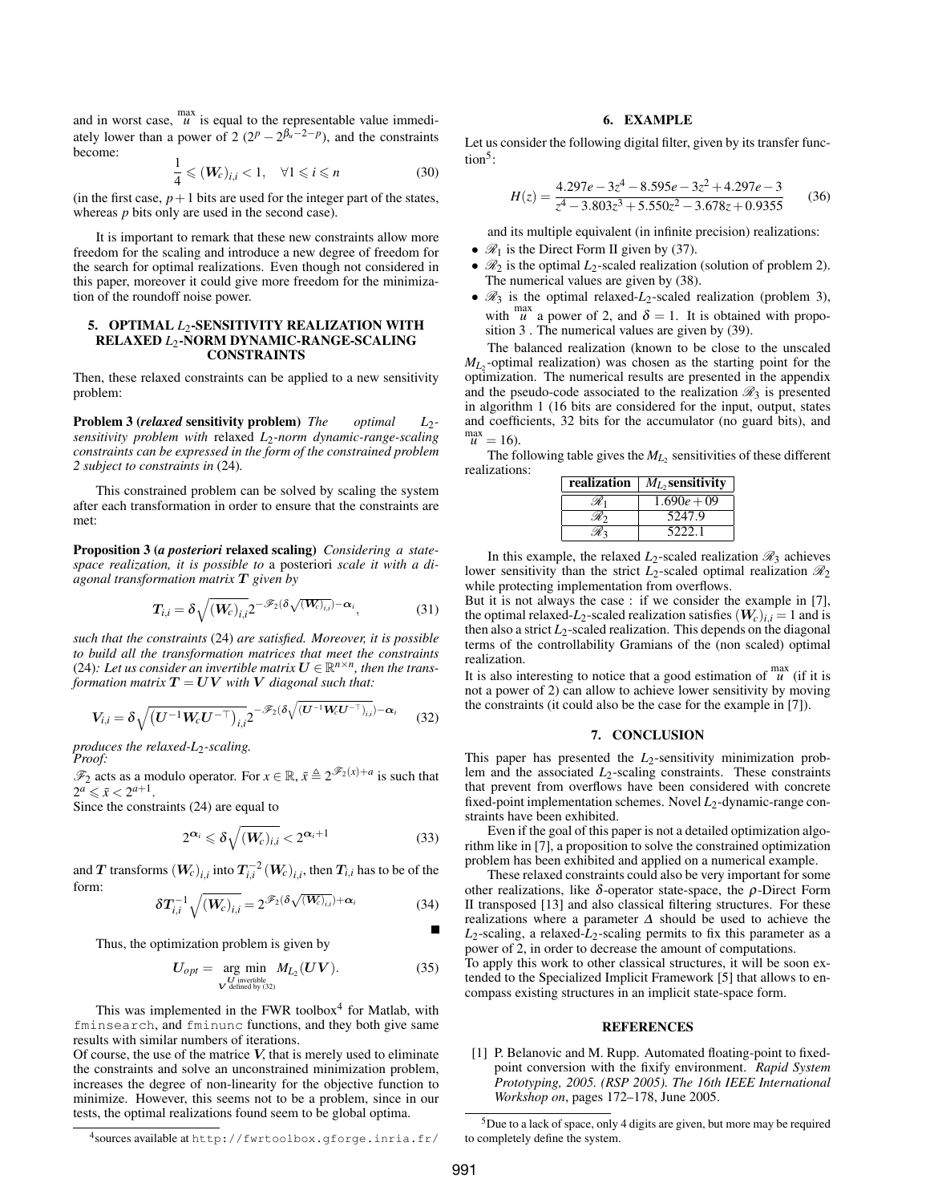and in worst case, $\overset{\max}{u}$ is equal to the representable value immediately lower than a power of 2 ($2^p - 2^{\beta_u - 2-p}$), and the constraints become:

$$\frac{1}{4} \leqslant (\boldsymbol{W}_c)_{i,i} < 1, \quad \forall 1 \leqslant i \leqslant n \tag{30}$$

(in the first case, $p+1$ bits are used for the integer part of the states, whereas $p$ bits only are used in the second case).

It is important to remark that these new constraints allow more freedom for the scaling and introduce a new degree of freedom for the search for optimal realizations. Even though not considered in this paper, moreover it could give more freedom for the minimization of the roundoff noise power.

## 5. OPTIMAL $L_2$-SENSITIVITY REALIZATION WITH RELAXED $L_2$-NORM DYNAMIC-RANGE-SCALING CONSTRAINTS

Then, these relaxed constraints can be applied to a new sensitivity problem:

**Problem 3 (*relaxed* sensitivity problem)** *The optimal $L_2$-sensitivity problem with* relaxed *$L_2$-norm dynamic-range-scaling constraints can be expressed in the form of the constrained problem 2 subject to constraints in* (24)*.*

This constrained problem can be solved by scaling the system after each transformation in order to ensure that the constraints are met:

**Proposition 3 (*a posteriori* relaxed scaling)** *Considering a state-space realization, it is possible to* a posteriori *scale it with a diagonal transformation matrix $\boldsymbol{T}$ given by*

$$\boldsymbol{T}_{i,i} = \delta \sqrt{(\boldsymbol{W}_c)_{i,i}} 2^{-\mathscr{F}_2\left(\delta\sqrt{(\boldsymbol{W}_c)_{i,i}}\right)-\boldsymbol{\alpha}_i}, \tag{31}$$

*such that the constraints* (24) *are satisfied. Moreover, it is possible to build all the transformation matrices that meet the constraints* (24)*: Let us consider an invertible matrix $\boldsymbol{U} \in \mathbb{R}^{n\times n}$, then the transformation matrix $\boldsymbol{T} = \boldsymbol{U}\boldsymbol{V}$ with $\boldsymbol{V}$ diagonal such that:*

$$\boldsymbol{V}_{i,i} = \delta \sqrt{\left(\boldsymbol{U}^{-1}\boldsymbol{W}_c\boldsymbol{U}^{-\top}\right)_{i,i}} 2^{-\mathscr{F}_2\left(\delta\sqrt{\left(\boldsymbol{U}^{-1}\boldsymbol{W}_c\boldsymbol{U}^{-\top}\right)_{i,i}}\right)-\boldsymbol{\alpha}_i} \tag{32}$$

*produces the relaxed-$L_2$-scaling.*

*Proof:*

$\mathscr{F}_2$ acts as a modulo operator. For $x \in \mathbb{R}$, $\tilde{x} \triangleq 2^{\mathscr{F}_2(x)+a}$ is such that $2^a \leqslant \tilde{x} < 2^{a+1}$.

Since the constraints (24) are equal to

$$2^{\boldsymbol{\alpha}_i} \leqslant \delta\sqrt{(\boldsymbol{W}_c)_{i,i}} < 2^{\boldsymbol{\alpha}_i + 1} \tag{33}$$

and $\boldsymbol{T}$ transforms $(\boldsymbol{W}_c)_{i,i}$ into $\boldsymbol{T}_{i,i}^{-2}(\boldsymbol{W}_c)_{i,i}$, then $\boldsymbol{T}_{i,i}$ has to be of the form:

$$\delta \boldsymbol{T}_{i,i}^{-1}\sqrt{(\boldsymbol{W}_c)_{i,i}} = 2^{\mathscr{F}_2\left(\delta\sqrt{(\boldsymbol{W}_c)_{i,i}}\right)+\boldsymbol{\alpha}_i} \tag{34}$$

■

Thus, the optimization problem is given by

$$\boldsymbol{U}_{opt} = \underset{\substack{\boldsymbol{U} \text{ invertible} \\ \boldsymbol{V} \text{ defined by (32)}}}{\arg\min} \; M_{L_2}(\boldsymbol{U}\boldsymbol{V}). \tag{35}$$

This was implemented in the FWR toolbox[4] for Matlab, with `fminsearch`, and `fminunc` functions, and they both give same results with similar numbers of iterations.

Of course, the use of the matrice $\boldsymbol{V}$, that is merely used to eliminate the constraints and solve an unconstrained minimization problem, increases the degree of non-linearity for the objective function to minimize. However, this seems not to be a problem, since in our tests, the optimal realizations found seem to be global optima.

[4] sources available at `http://fwrtoolbox.gforge.inria.fr/`

## 6. EXAMPLE

Let us consider the following digital filter, given by its transfer function[5]:

$$H(z) = \frac{4.297e-3z^4 - 8.595e-3z^2 + 4.297e-3}{z^4 - 3.803z^3 + 5.550z^2 - 3.678z + 0.9355} \tag{36}$$

and its multiple equivalent (in infinite precision) realizations:

- $\mathscr{R}_1$ is the Direct Form II given by (37).
- $\mathscr{R}_2$ is the optimal $L_2$-scaled realization (solution of problem 2). The numerical values are given by (38).
- $\mathscr{R}_3$ is the optimal relaxed-$L_2$-scaled realization (problem 3), with $\overset{\max}{u}$ a power of 2, and $\delta = 1$. It is obtained with proposition 3 . The numerical values are given by (39).

The balanced realization (known to be close to the unscaled $M_{L_2}$-optimal realization) was chosen as the starting point for the optimization. The numerical results are presented in the appendix and the pseudo-code associated to the realization $\mathscr{R}_3$ is presented in algorithm 1 (16 bits are considered for the input, output, states and coefficients, 32 bits for the accumulator (no guard bits), and $\overset{\max}{u} = 16$).

The following table gives the $M_{L_2}$ sensitivities of these different realizations:

| realization | $M_{L_2}$ sensitivity |
|---|---|
| $\mathscr{R}_1$ | $1.690e+09$ |
| $\mathscr{R}_2$ | 5247.9 |
| $\mathscr{R}_3$ | 5222.1 |

In this example, the relaxed $L_2$-scaled realization $\mathscr{R}_3$ achieves lower sensitivity than the strict $L_2$-scaled optimal realization $\mathscr{R}_2$ while protecting implementation from overflows.

But it is not always the case : if we consider the example in [7], the optimal relaxed-$L_2$-scaled realization satisfies $(\boldsymbol{W}_c)_{i,i} = 1$ and is then also a strict $L_2$-scaled realization. This depends on the diagonal terms of the controllability Gramians of the (non scaled) optimal realization.

It is also interesting to notice that a good estimation of $\overset{\max}{u}$ (if it is not a power of 2) can allow to achieve lower sensitivity by moving the constraints (it could also be the case for the example in [7]).

## 7. CONCLUSION

This paper has presented the $L_2$-sensitivity minimization problem and the associated $L_2$-scaling constraints. These constraints that prevent from overflows have been considered with concrete fixed-point implementation schemes. Novel $L_2$-dynamic-range constraints have been exhibited.

Even if the goal of this paper is not a detailed optimization algorithm like in [7], a proposition to solve the constrained optimization problem has been exhibited and applied on a numerical example.

These relaxed constraints could also be very important for some other realizations, like $\delta$-operator state-space, the $\rho$-Direct Form II transposed [13] and also classical filtering structures. For these realizations where a parameter $\Delta$ should be used to achieve the $L_2$-scaling, a relaxed-$L_2$-scaling permits to fix this parameter as a power of 2, in order to decrease the amount of computations.

To apply this work to other classical structures, it will be soon extended to the Specialized Implicit Framework [5] that allows to encompass existing structures in an implicit state-space form.

## REFERENCES

[1] P. Belanovic and M. Rupp. Automated floating-point to fixed-point conversion with the fixify environment. *Rapid System Prototyping, 2005. (RSP 2005). The 16th IEEE International Workshop on*, pages 172–178, June 2005.

[5] Due to a lack of space, only 4 digits are given, but more may be required to completely define the system.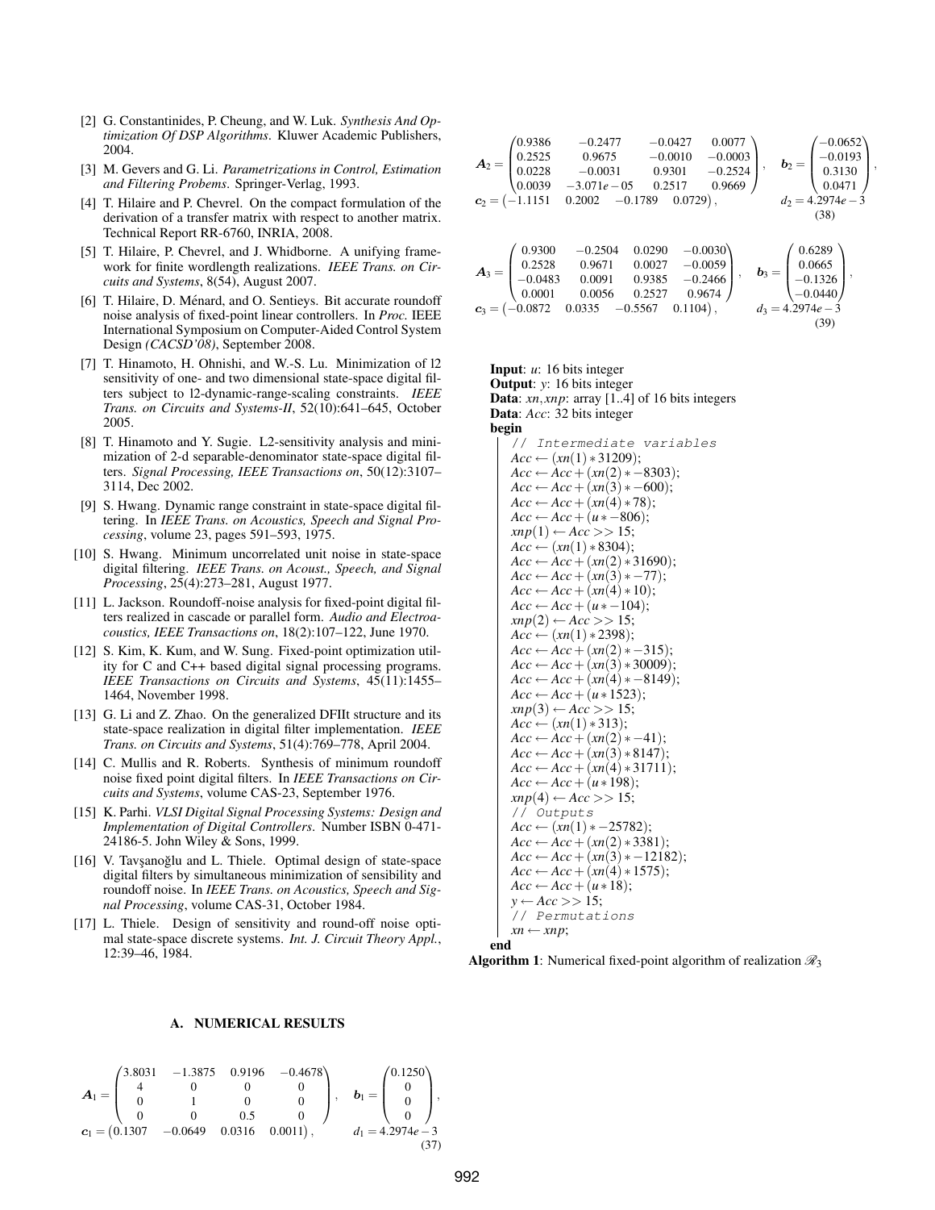[2] G. Constantinides, P. Cheung, and W. Luk. *Synthesis And Optimization Of DSP Algorithms*. Kluwer Academic Publishers, 2004.

[3] M. Gevers and G. Li. *Parametrizations in Control, Estimation and Filtering Probems*. Springer-Verlag, 1993.

[4] T. Hilaire and P. Chevrel. On the compact formulation of the derivation of a transfer matrix with respect to another matrix. Technical Report RR-6760, INRIA, 2008.

[5] T. Hilaire, P. Chevrel, and J. Whidborne. A unifying framework for finite wordlength realizations. *IEEE Trans. on Circuits and Systems*, 8(54), August 2007.

[6] T. Hilaire, D. Ménard, and O. Sentieys. Bit accurate roundoff noise analysis of fixed-point linear controllers. In *Proc.* IEEE International Symposium on Computer-Aided Control System Design *(CACSD'08)*, September 2008.

[7] T. Hinamoto, H. Ohnishi, and W.-S. Lu. Minimization of l2 sensitivity of one- and two dimensional state-space digital filters subject to l2-dynamic-range-scaling constraints. *IEEE Trans. on Circuits and Systems-II*, 52(10):641–645, October 2005.

[8] T. Hinamoto and Y. Sugie. L2-sensitivity analysis and minimization of 2-d separable-denominator state-space digital filters. *Signal Processing, IEEE Transactions on*, 50(12):3107–3114, Dec 2002.

[9] S. Hwang. Dynamic range constraint in state-space digital filtering. In *IEEE Trans. on Acoustics, Speech and Signal Processing*, volume 23, pages 591–593, 1975.

[10] S. Hwang. Minimum uncorrelated unit noise in state-space digital filtering. *IEEE Trans. on Acoust., Speech, and Signal Processing*, 25(4):273–281, August 1977.

[11] L. Jackson. Roundoff-noise analysis for fixed-point digital filters realized in cascade or parallel form. *Audio and Electroacoustics, IEEE Transactions on*, 18(2):107–122, June 1970.

[12] S. Kim, K. Kum, and W. Sung. Fixed-point optimization utility for C and C++ based digital signal processing programs. *IEEE Transactions on Circuits and Systems*, 45(11):1455–1464, November 1998.

[13] G. Li and Z. Zhao. On the generalized DFIIt structure and its state-space realization in digital filter implementation. *IEEE Trans. on Circuits and Systems*, 51(4):769–778, April 2004.

[14] C. Mullis and R. Roberts. Synthesis of minimum roundoff noise fixed point digital filters. In *IEEE Transactions on Circuits and Systems*, volume CAS-23, September 1976.

[15] K. Parhi. *VLSI Digital Signal Processing Systems: Design and Implementation of Digital Controllers*. Number ISBN 0-471-24186-5. John Wiley & Sons, 1999.

[16] V. Tavşanoğlu and L. Thiele. Optimal design of state-space digital filters by simultaneous minimization of sensibility and roundoff noise. In *IEEE Trans. on Acoustics, Speech and Signal Processing*, volume CAS-31, October 1984.

[17] L. Thiele. Design of sensitivity and round-off noise optimal state-space discrete systems. *Int. J. Circuit Theory Appl.*, 12:39–46, 1984.

## A. NUMERICAL RESULTS

$$
\boldsymbol{A}_1 = \begin{pmatrix} 3.8031 & -1.3875 & 0.9196 & -0.4678 \\ 4 & 0 & 0 & 0 \\ 0 & 1 & 0 & 0 \\ 0 & 0 & 0.5 & 0 \end{pmatrix}, \quad \boldsymbol{b}_1 = \begin{pmatrix} 0.1250 \\ 0 \\ 0 \\ 0 \end{pmatrix},
$$
$$
\boldsymbol{c}_1 = \begin{pmatrix} 0.1307 & -0.0649 & 0.0316 & 0.0011 \end{pmatrix}, \qquad d_1 = 4.2974e-3 \tag{37}
$$

$$
\boldsymbol{A}_2 = \begin{pmatrix} 0.9386 & -0.2477 & -0.0427 & 0.0077 \\ 0.2525 & 0.9675 & -0.0010 & -0.0003 \\ 0.0228 & -0.0031 & 0.9301 & -0.2524 \\ 0.0039 & -3.071e-05 & 0.2517 & 0.9669 \end{pmatrix}, \quad \boldsymbol{b}_2 = \begin{pmatrix} -0.0652 \\ -0.0193 \\ 0.3130 \\ 0.0471 \end{pmatrix},
$$
$$
\boldsymbol{c}_2 = \begin{pmatrix} -1.1151 & 0.2002 & -0.1789 & 0.0729 \end{pmatrix}, \qquad d_2 = 4.2974e-3 \tag{38}
$$

$$
\boldsymbol{A}_3 = \begin{pmatrix} 0.9300 & -0.2504 & 0.0290 & -0.0030 \\ 0.2528 & 0.9671 & 0.0027 & -0.0059 \\ -0.0483 & 0.0091 & 0.9385 & -0.2466 \\ 0.0001 & 0.0056 & 0.2527 & 0.9674 \end{pmatrix}, \quad \boldsymbol{b}_3 = \begin{pmatrix} 0.6289 \\ 0.0665 \\ -0.1326 \\ -0.0440 \end{pmatrix},
$$
$$
\boldsymbol{c}_3 = \begin{pmatrix} -0.0872 & 0.0335 & -0.5567 & 0.1104 \end{pmatrix}, \qquad d_3 = 4.2974e-3 \tag{39}
$$

```
Input: u: 16 bits integer
Output: y: 16 bits integer
Data: xn,xnp: array [1..4] of 16 bits integers
Data: Acc: 32 bits integer
begin
    // Intermediate variables
    Acc ← (xn(1) * 31209);
    Acc ← Acc + (xn(2) * -8303);
    Acc ← Acc + (xn(3) * -600);
    Acc ← Acc + (xn(4) * 78);
    Acc ← Acc + (u * -806);
    xnp(1) ← Acc >> 15;
    Acc ← (xn(1) * 8304);
    Acc ← Acc + (xn(2) * 31690);
    Acc ← Acc + (xn(3) * -77);
    Acc ← Acc + (xn(4) * 10);
    Acc ← Acc + (u * -104);
    xnp(2) ← Acc >> 15;
    Acc ← (xn(1) * 2398);
    Acc ← Acc + (xn(2) * -315);
    Acc ← Acc + (xn(3) * 30009);
    Acc ← Acc + (xn(4) * -8149);
    Acc ← Acc + (u * 1523);
    xnp(3) ← Acc >> 15;
    Acc ← (xn(1) * 313);
    Acc ← Acc + (xn(2) * -41);
    Acc ← Acc + (xn(3) * 8147);
    Acc ← Acc + (xn(4) * 31711);
    Acc ← Acc + (u * 198);
    xnp(4) ← Acc >> 15;
    // Outputs
    Acc ← (xn(1) * -25782);
    Acc ← Acc + (xn(2) * 3381);
    Acc ← Acc + (xn(3) * -12182);
    Acc ← Acc + (xn(4) * 1575);
    Acc ← Acc + (u * 18);
    y ← Acc >> 15;
    // Permutations
    xn ← xnp;
end
```

**Algorithm 1**: Numerical fixed-point algorithm of realization $\mathscr{R}_3$